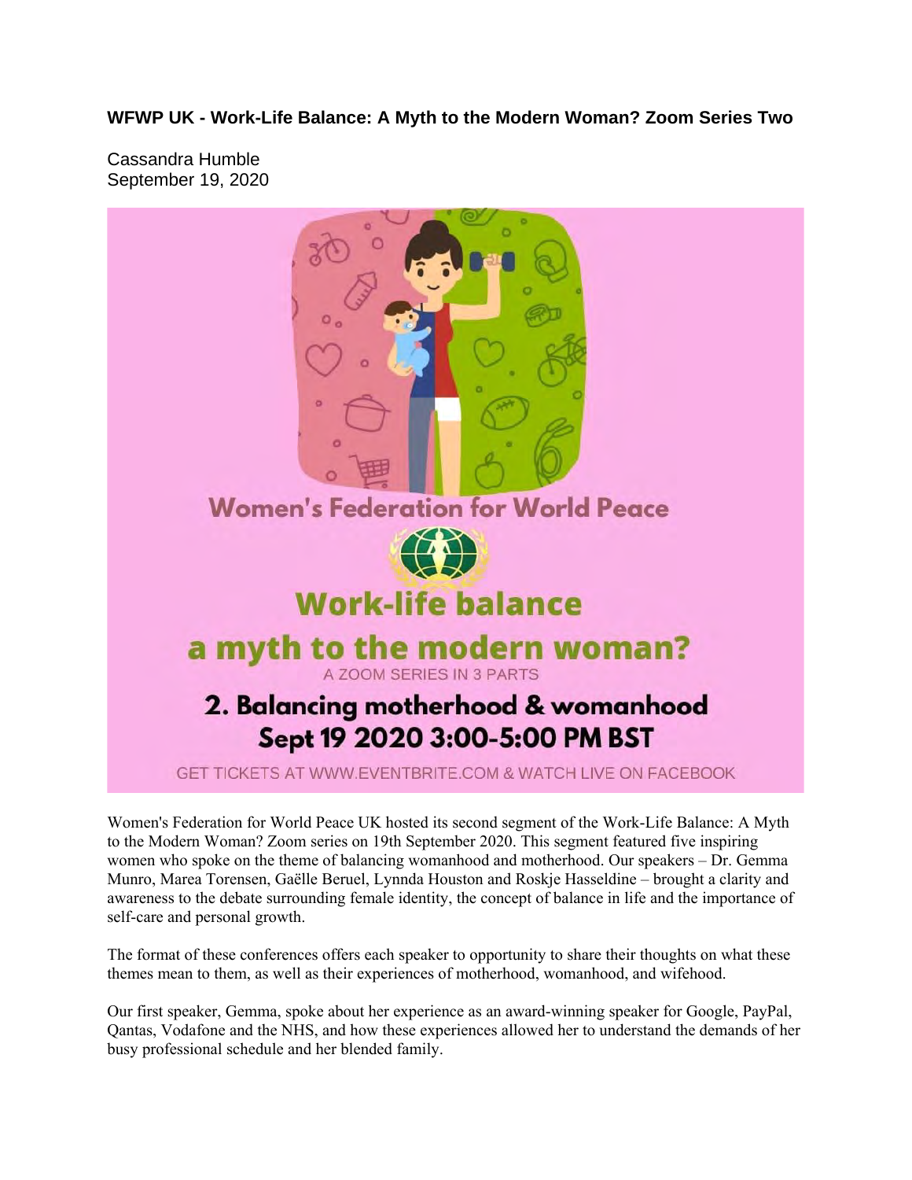**WFWP UK - Work-Life Balance: A Myth to the Modern Woman? Zoom Series Two**

Cassandra Humble
September 19, 2020

Women's Federation for World Peace UK hosted its second segment of the Work-Life Balance: A Myth to the Modern Woman? Zoom series on 19th September 2020. This segment featured five inspiring women who spoke on the theme of balancing womanhood and motherhood. Our speakers – Dr. Gemma Munro, Marea Torensen, Gaëlle Beruel, Lynnda Houston and Roskje Hasseldine – brought a clarity and awareness to the debate surrounding female identity, the concept of balance in life and the importance of self-care and personal growth.

The format of these conferences offers each speaker to opportunity to share their thoughts on what these themes mean to them, as well as their experiences of motherhood, womanhood, and wifehood.

Our first speaker, Gemma, spoke about her experience as an award-winning speaker for Google, PayPal, Qantas, Vodafone and the NHS, and how these experiences allowed her to understand the demands of her busy professional schedule and her blended family.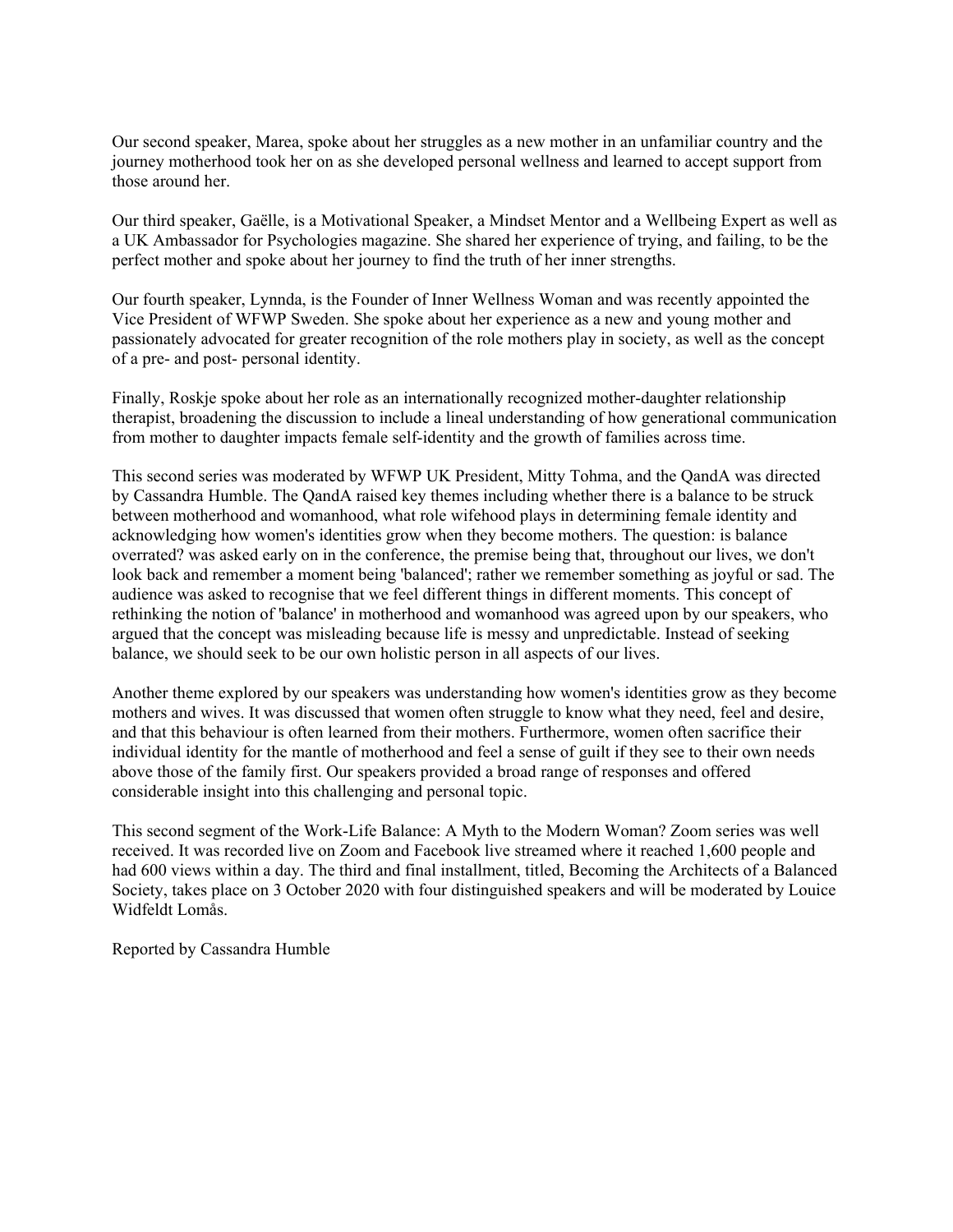Our second speaker, Marea, spoke about her struggles as a new mother in an unfamiliar country and the journey motherhood took her on as she developed personal wellness and learned to accept support from those around her.

Our third speaker, Gaëlle, is a Motivational Speaker, a Mindset Mentor and a Wellbeing Expert as well as a UK Ambassador for Psychologies magazine. She shared her experience of trying, and failing, to be the perfect mother and spoke about her journey to find the truth of her inner strengths.

Our fourth speaker, Lynnda, is the Founder of Inner Wellness Woman and was recently appointed the Vice President of WFWP Sweden. She spoke about her experience as a new and young mother and passionately advocated for greater recognition of the role mothers play in society, as well as the concept of a pre- and post- personal identity.

Finally, Roskje spoke about her role as an internationally recognized mother-daughter relationship therapist, broadening the discussion to include a lineal understanding of how generational communication from mother to daughter impacts female self-identity and the growth of families across time.

This second series was moderated by WFWP UK President, Mitty Tohma, and the QandA was directed by Cassandra Humble. The QandA raised key themes including whether there is a balance to be struck between motherhood and womanhood, what role wifehood plays in determining female identity and acknowledging how women's identities grow when they become mothers. The question: is balance overrated? was asked early on in the conference, the premise being that, throughout our lives, we don't look back and remember a moment being 'balanced'; rather we remember something as joyful or sad. The audience was asked to recognise that we feel different things in different moments. This concept of rethinking the notion of 'balance' in motherhood and womanhood was agreed upon by our speakers, who argued that the concept was misleading because life is messy and unpredictable. Instead of seeking balance, we should seek to be our own holistic person in all aspects of our lives.

Another theme explored by our speakers was understanding how women's identities grow as they become mothers and wives. It was discussed that women often struggle to know what they need, feel and desire, and that this behaviour is often learned from their mothers. Furthermore, women often sacrifice their individual identity for the mantle of motherhood and feel a sense of guilt if they see to their own needs above those of the family first. Our speakers provided a broad range of responses and offered considerable insight into this challenging and personal topic.

This second segment of the Work-Life Balance: A Myth to the Modern Woman? Zoom series was well received. It was recorded live on Zoom and Facebook live streamed where it reached 1,600 people and had 600 views within a day. The third and final installment, titled, Becoming the Architects of a Balanced Society, takes place on 3 October 2020 with four distinguished speakers and will be moderated by Louice Widfeldt Lomås.

Reported by Cassandra Humble